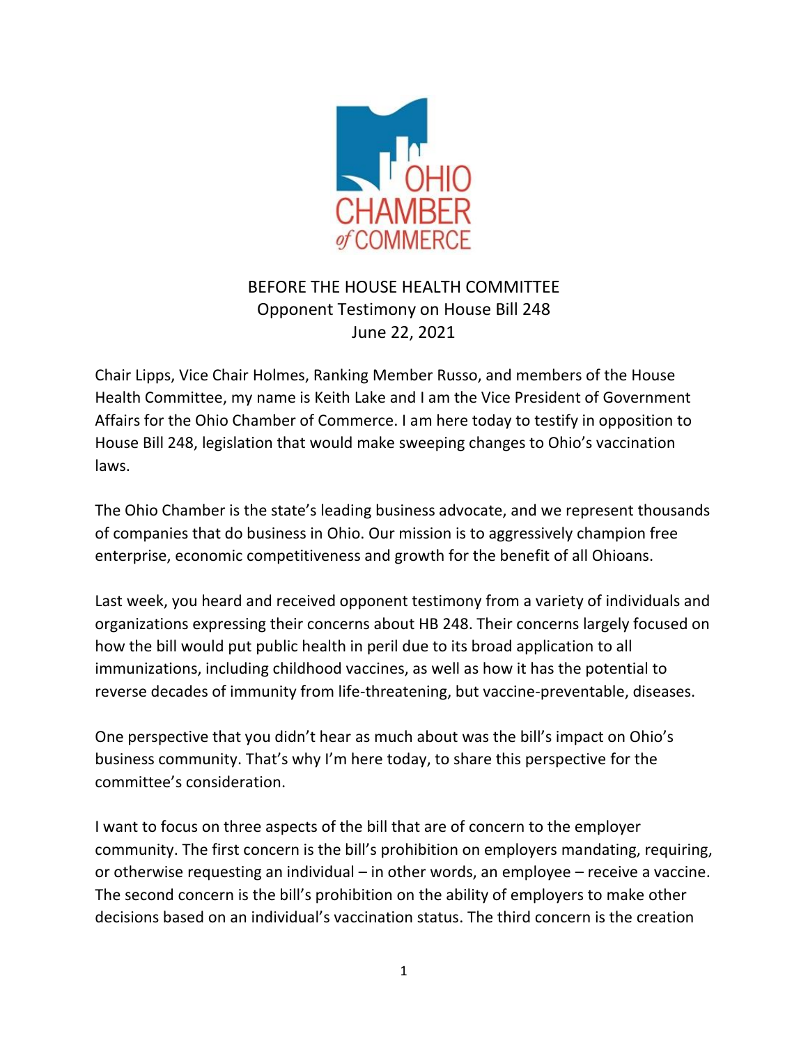OHIO CHAMBER of COMMERCE

BEFORE THE HOUSE HEALTH COMMITTEE
Opponent Testimony on House Bill 248
June 22, 2021

Chair Lipps, Vice Chair Holmes, Ranking Member Russo, and members of the House Health Committee, my name is Keith Lake and I am the Vice President of Government Affairs for the Ohio Chamber of Commerce. I am here today to testify in opposition to House Bill 248, legislation that would make sweeping changes to Ohio's vaccination laws.

The Ohio Chamber is the state's leading business advocate, and we represent thousands of companies that do business in Ohio. Our mission is to aggressively champion free enterprise, economic competitiveness and growth for the benefit of all Ohioans.

Last week, you heard and received opponent testimony from a variety of individuals and organizations expressing their concerns about HB 248. Their concerns largely focused on how the bill would put public health in peril due to its broad application to all immunizations, including childhood vaccines, as well as how it has the potential to reverse decades of immunity from life-threatening, but vaccine-preventable, diseases.

One perspective that you didn't hear as much about was the bill's impact on Ohio's business community. That's why I'm here today, to share this perspective for the committee's consideration.

I want to focus on three aspects of the bill that are of concern to the employer community. The first concern is the bill's prohibition on employers mandating, requiring, or otherwise requesting an individual – in other words, an employee – receive a vaccine. The second concern is the bill's prohibition on the ability of employers to make other decisions based on an individual's vaccination status. The third concern is the creation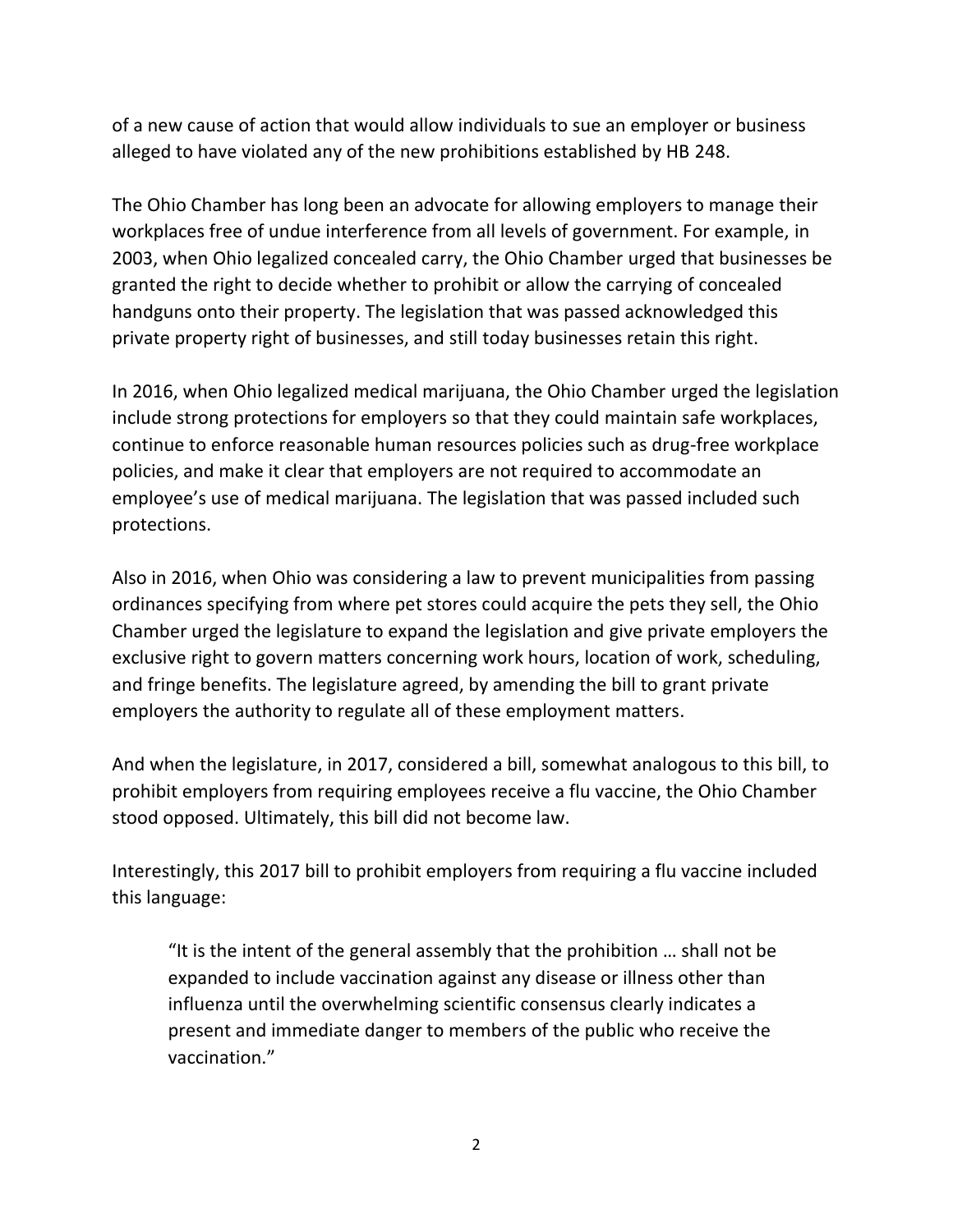of a new cause of action that would allow individuals to sue an employer or business alleged to have violated any of the new prohibitions established by HB 248.

The Ohio Chamber has long been an advocate for allowing employers to manage their workplaces free of undue interference from all levels of government. For example, in 2003, when Ohio legalized concealed carry, the Ohio Chamber urged that businesses be granted the right to decide whether to prohibit or allow the carrying of concealed handguns onto their property. The legislation that was passed acknowledged this private property right of businesses, and still today businesses retain this right.

In 2016, when Ohio legalized medical marijuana, the Ohio Chamber urged the legislation include strong protections for employers so that they could maintain safe workplaces, continue to enforce reasonable human resources policies such as drug-free workplace policies, and make it clear that employers are not required to accommodate an employee's use of medical marijuana. The legislation that was passed included such protections.

Also in 2016, when Ohio was considering a law to prevent municipalities from passing ordinances specifying from where pet stores could acquire the pets they sell, the Ohio Chamber urged the legislature to expand the legislation and give private employers the exclusive right to govern matters concerning work hours, location of work, scheduling, and fringe benefits. The legislature agreed, by amending the bill to grant private employers the authority to regulate all of these employment matters.

And when the legislature, in 2017, considered a bill, somewhat analogous to this bill, to prohibit employers from requiring employees receive a flu vaccine, the Ohio Chamber stood opposed. Ultimately, this bill did not become law.

Interestingly, this 2017 bill to prohibit employers from requiring a flu vaccine included this language:

> "It is the intent of the general assembly that the prohibition … shall not be expanded to include vaccination against any disease or illness other than influenza until the overwhelming scientific consensus clearly indicates a present and immediate danger to members of the public who receive the vaccination."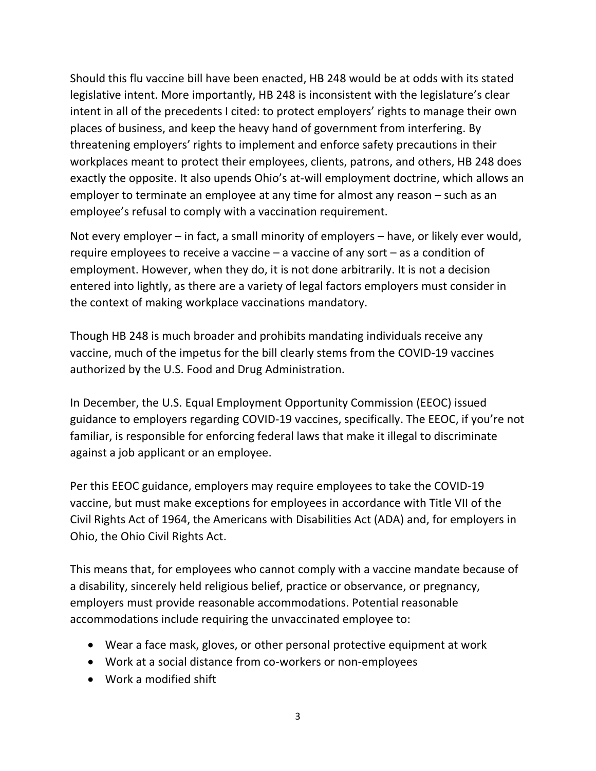Should this flu vaccine bill have been enacted, HB 248 would be at odds with its stated legislative intent. More importantly, HB 248 is inconsistent with the legislature's clear intent in all of the precedents I cited: to protect employers' rights to manage their own places of business, and keep the heavy hand of government from interfering. By threatening employers' rights to implement and enforce safety precautions in their workplaces meant to protect their employees, clients, patrons, and others, HB 248 does exactly the opposite. It also upends Ohio's at-will employment doctrine, which allows an employer to terminate an employee at any time for almost any reason – such as an employee's refusal to comply with a vaccination requirement.

Not every employer – in fact, a small minority of employers – have, or likely ever would, require employees to receive a vaccine – a vaccine of any sort – as a condition of employment. However, when they do, it is not done arbitrarily. It is not a decision entered into lightly, as there are a variety of legal factors employers must consider in the context of making workplace vaccinations mandatory.

Though HB 248 is much broader and prohibits mandating individuals receive any vaccine, much of the impetus for the bill clearly stems from the COVID-19 vaccines authorized by the U.S. Food and Drug Administration.

In December, the U.S. Equal Employment Opportunity Commission (EEOC) issued guidance to employers regarding COVID-19 vaccines, specifically. The EEOC, if you're not familiar, is responsible for enforcing federal laws that make it illegal to discriminate against a job applicant or an employee.

Per this EEOC guidance, employers may require employees to take the COVID-19 vaccine, but must make exceptions for employees in accordance with Title VII of the Civil Rights Act of 1964, the Americans with Disabilities Act (ADA) and, for employers in Ohio, the Ohio Civil Rights Act.

This means that, for employees who cannot comply with a vaccine mandate because of a disability, sincerely held religious belief, practice or observance, or pregnancy, employers must provide reasonable accommodations. Potential reasonable accommodations include requiring the unvaccinated employee to:

- Wear a face mask, gloves, or other personal protective equipment at work
- Work at a social distance from co-workers or non-employees
- Work a modified shift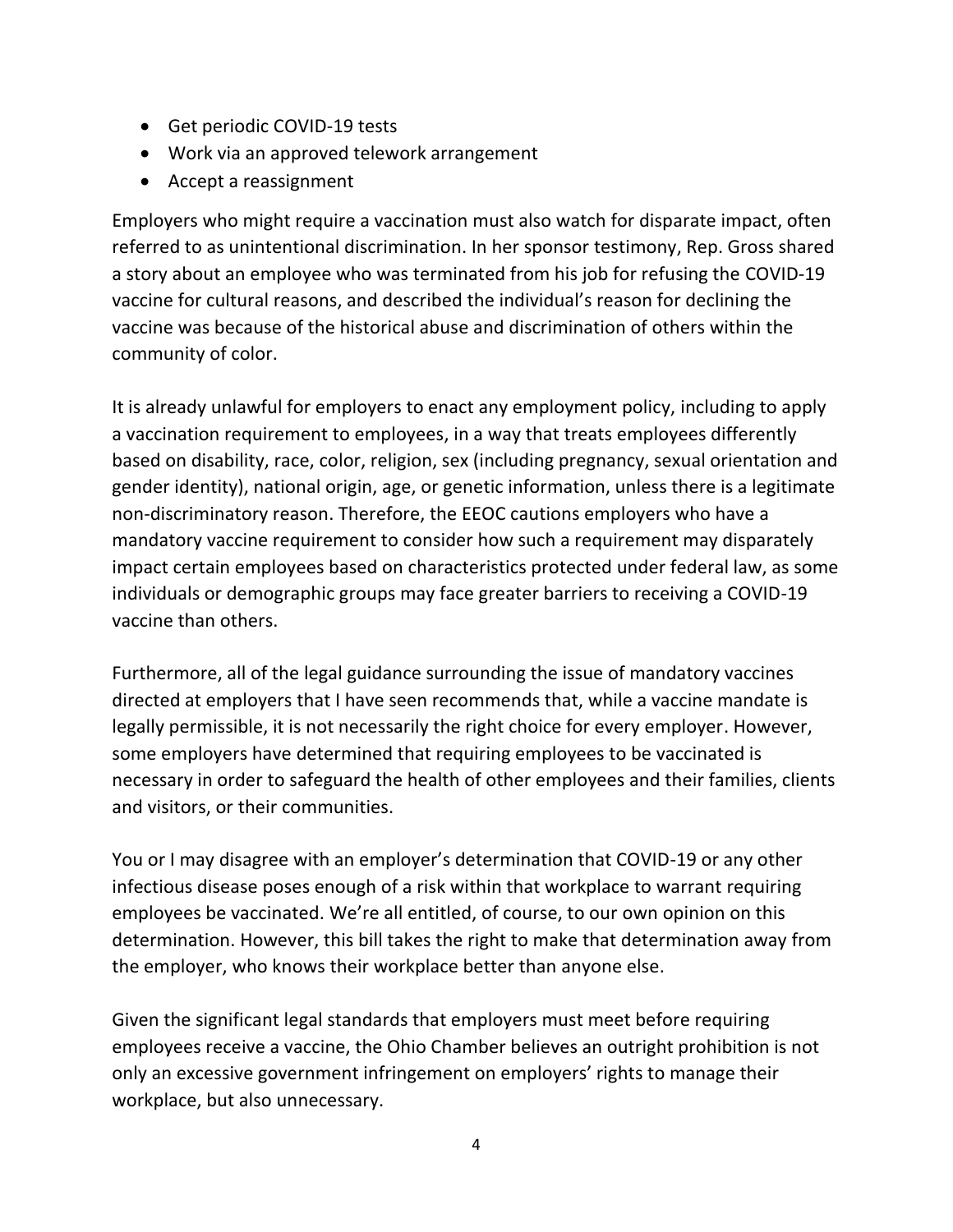- Get periodic COVID-19 tests
- Work via an approved telework arrangement
- Accept a reassignment

Employers who might require a vaccination must also watch for disparate impact, often referred to as unintentional discrimination. In her sponsor testimony, Rep. Gross shared a story about an employee who was terminated from his job for refusing the COVID-19 vaccine for cultural reasons, and described the individual's reason for declining the vaccine was because of the historical abuse and discrimination of others within the community of color.

It is already unlawful for employers to enact any employment policy, including to apply a vaccination requirement to employees, in a way that treats employees differently based on disability, race, color, religion, sex (including pregnancy, sexual orientation and gender identity), national origin, age, or genetic information, unless there is a legitimate non-discriminatory reason. Therefore, the EEOC cautions employers who have a mandatory vaccine requirement to consider how such a requirement may disparately impact certain employees based on characteristics protected under federal law, as some individuals or demographic groups may face greater barriers to receiving a COVID-19 vaccine than others.

Furthermore, all of the legal guidance surrounding the issue of mandatory vaccines directed at employers that I have seen recommends that, while a vaccine mandate is legally permissible, it is not necessarily the right choice for every employer. However, some employers have determined that requiring employees to be vaccinated is necessary in order to safeguard the health of other employees and their families, clients and visitors, or their communities.

You or I may disagree with an employer's determination that COVID-19 or any other infectious disease poses enough of a risk within that workplace to warrant requiring employees be vaccinated. We're all entitled, of course, to our own opinion on this determination. However, this bill takes the right to make that determination away from the employer, who knows their workplace better than anyone else.

Given the significant legal standards that employers must meet before requiring employees receive a vaccine, the Ohio Chamber believes an outright prohibition is not only an excessive government infringement on employers' rights to manage their workplace, but also unnecessary.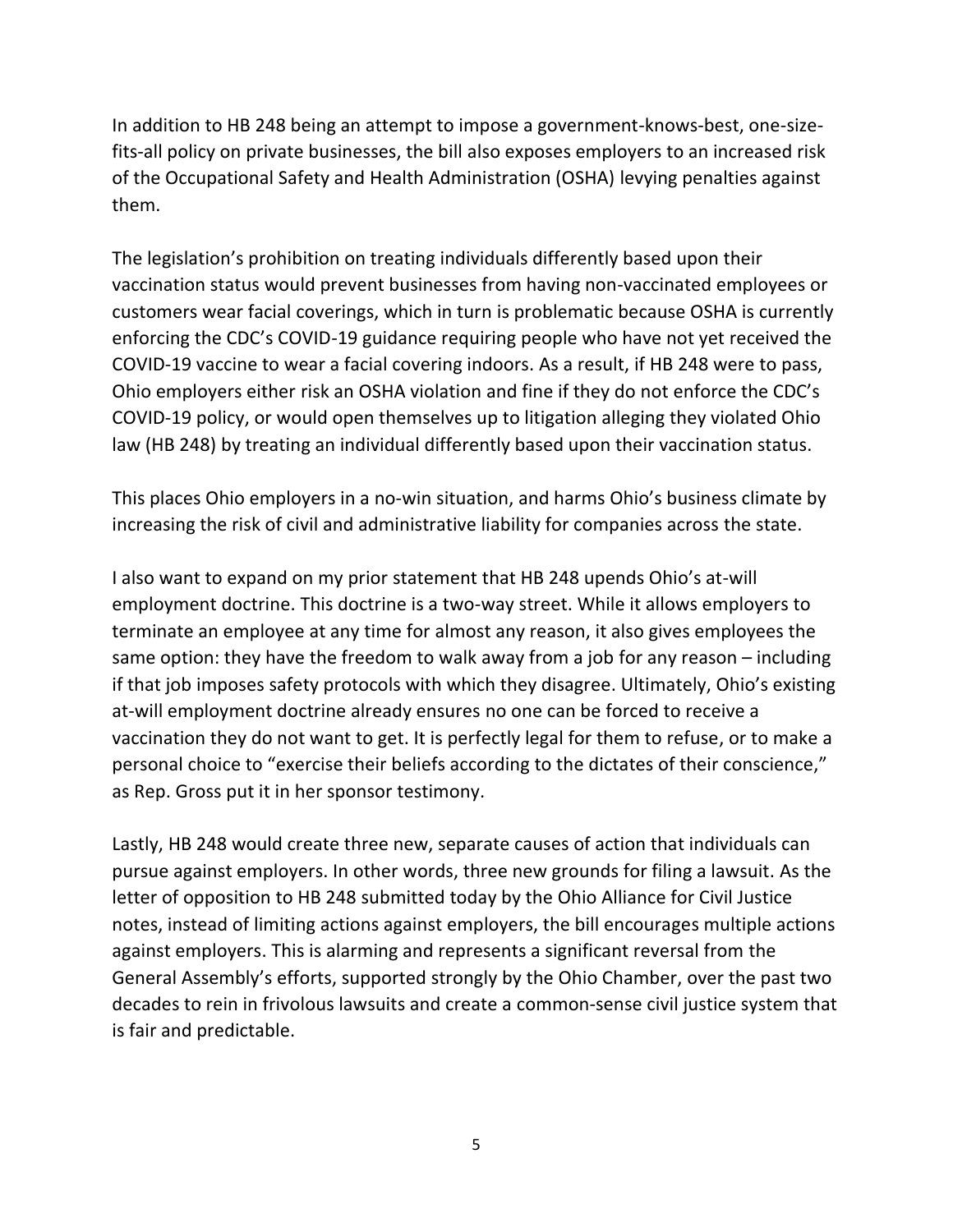In addition to HB 248 being an attempt to impose a government-knows-best, one-size-fits-all policy on private businesses, the bill also exposes employers to an increased risk of the Occupational Safety and Health Administration (OSHA) levying penalties against them.

The legislation's prohibition on treating individuals differently based upon their vaccination status would prevent businesses from having non-vaccinated employees or customers wear facial coverings, which in turn is problematic because OSHA is currently enforcing the CDC's COVID-19 guidance requiring people who have not yet received the COVID-19 vaccine to wear a facial covering indoors. As a result, if HB 248 were to pass, Ohio employers either risk an OSHA violation and fine if they do not enforce the CDC's COVID-19 policy, or would open themselves up to litigation alleging they violated Ohio law (HB 248) by treating an individual differently based upon their vaccination status.

This places Ohio employers in a no-win situation, and harms Ohio's business climate by increasing the risk of civil and administrative liability for companies across the state.

I also want to expand on my prior statement that HB 248 upends Ohio's at-will employment doctrine. This doctrine is a two-way street. While it allows employers to terminate an employee at any time for almost any reason, it also gives employees the same option: they have the freedom to walk away from a job for any reason – including if that job imposes safety protocols with which they disagree. Ultimately, Ohio's existing at-will employment doctrine already ensures no one can be forced to receive a vaccination they do not want to get. It is perfectly legal for them to refuse, or to make a personal choice to "exercise their beliefs according to the dictates of their conscience," as Rep. Gross put it in her sponsor testimony.

Lastly, HB 248 would create three new, separate causes of action that individuals can pursue against employers. In other words, three new grounds for filing a lawsuit. As the letter of opposition to HB 248 submitted today by the Ohio Alliance for Civil Justice notes, instead of limiting actions against employers, the bill encourages multiple actions against employers. This is alarming and represents a significant reversal from the General Assembly's efforts, supported strongly by the Ohio Chamber, over the past two decades to rein in frivolous lawsuits and create a common-sense civil justice system that is fair and predictable.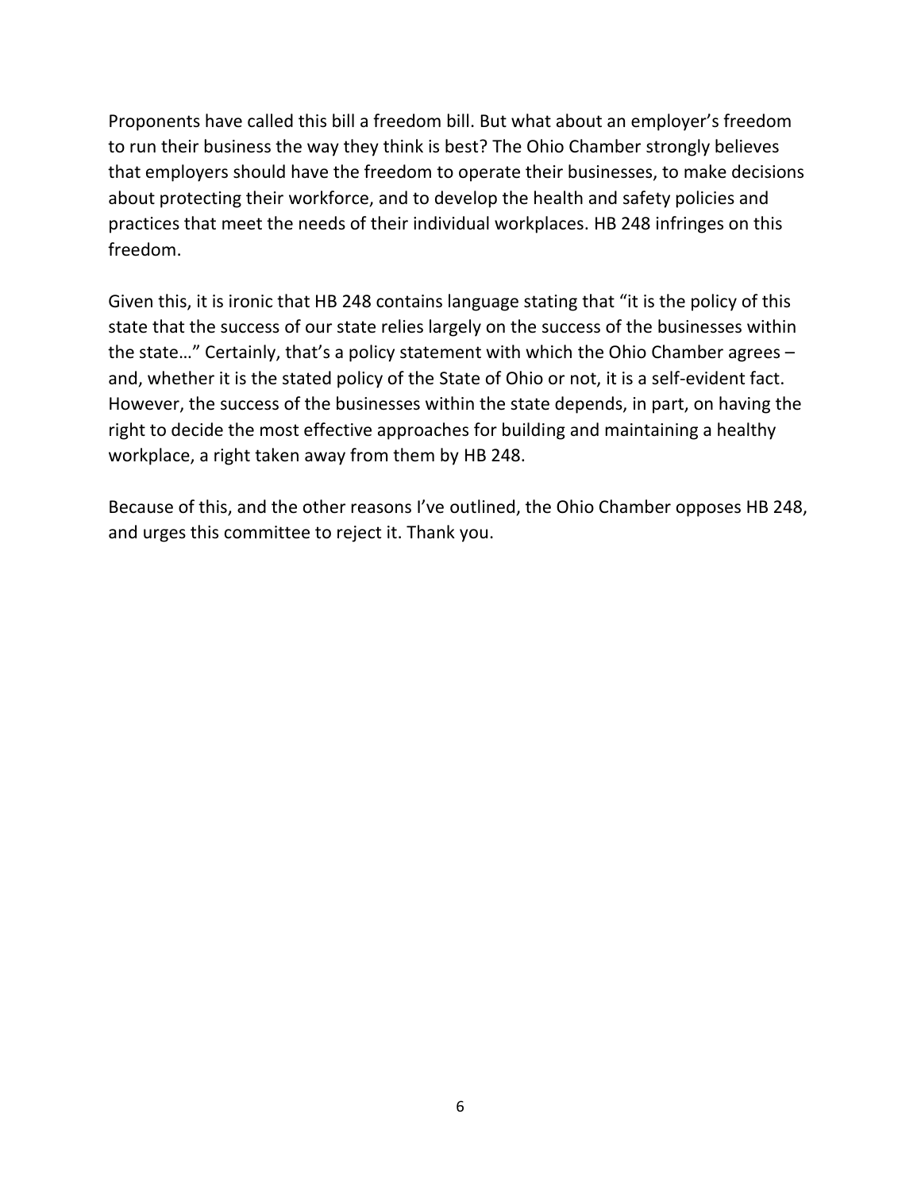Proponents have called this bill a freedom bill. But what about an employer's freedom to run their business the way they think is best? The Ohio Chamber strongly believes that employers should have the freedom to operate their businesses, to make decisions about protecting their workforce, and to develop the health and safety policies and practices that meet the needs of their individual workplaces. HB 248 infringes on this freedom.

Given this, it is ironic that HB 248 contains language stating that "it is the policy of this state that the success of our state relies largely on the success of the businesses within the state…" Certainly, that's a policy statement with which the Ohio Chamber agrees – and, whether it is the stated policy of the State of Ohio or not, it is a self-evident fact. However, the success of the businesses within the state depends, in part, on having the right to decide the most effective approaches for building and maintaining a healthy workplace, a right taken away from them by HB 248.

Because of this, and the other reasons I've outlined, the Ohio Chamber opposes HB 248, and urges this committee to reject it. Thank you.